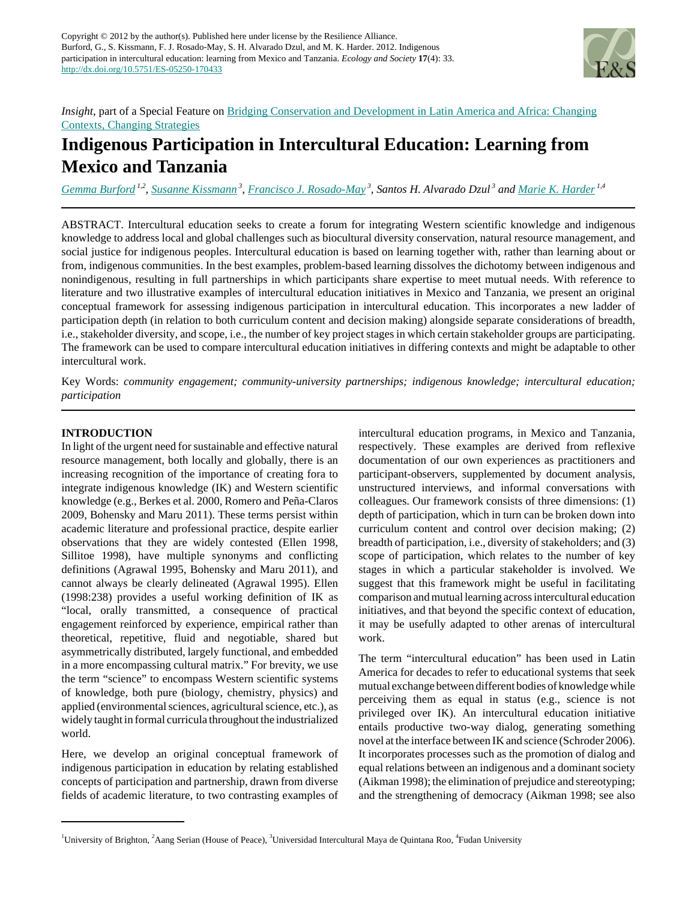Copyright © 2012 by the author(s). Published here under license by the Resilience Alliance.
Burford, G., S. Kissmann, F. J. Rosado-May, S. H. Alvarado Dzul, and M. K. Harder. 2012. Indigenous participation in intercultural education: learning from Mexico and Tanzania. *Ecology and Society* **17**(4): 33. http://dx.doi.org/10.5751/ES-05250-170433

*Insight*, part of a Special Feature on Bridging Conservation and Development in Latin America and Africa: Changing Contexts, Changing Strategies

# Indigenous Participation in Intercultural Education: Learning from Mexico and Tanzania

*Gemma Burford* [1,2], *Susanne Kissmann* [3], *Francisco J. Rosado-May* [3], *Santos H. Alvarado Dzul* [3] and *Marie K. Harder* [1,4]

ABSTRACT. Intercultural education seeks to create a forum for integrating Western scientific knowledge and indigenous knowledge to address local and global challenges such as biocultural diversity conservation, natural resource management, and social justice for indigenous peoples. Intercultural education is based on learning together with, rather than learning about or from, indigenous communities. In the best examples, problem-based learning dissolves the dichotomy between indigenous and nonindigenous, resulting in full partnerships in which participants share expertise to meet mutual needs. With reference to literature and two illustrative examples of intercultural education initiatives in Mexico and Tanzania, we present an original conceptual framework for assessing indigenous participation in intercultural education. This incorporates a new ladder of participation depth (in relation to both curriculum content and decision making) alongside separate considerations of breadth, i.e., stakeholder diversity, and scope, i.e., the number of key project stages in which certain stakeholder groups are participating. The framework can be used to compare intercultural education initiatives in differing contexts and might be adaptable to other intercultural work.

Key Words: *community engagement; community-university partnerships; indigenous knowledge; intercultural education; participation*

## INTRODUCTION

In light of the urgent need for sustainable and effective natural resource management, both locally and globally, there is an increasing recognition of the importance of creating fora to integrate indigenous knowledge (IK) and Western scientific knowledge (e.g., Berkes et al. 2000, Romero and Peña-Claros 2009, Bohensky and Maru 2011). These terms persist within academic literature and professional practice, despite earlier observations that they are widely contested (Ellen 1998, Sillitoe 1998), have multiple synonyms and conflicting definitions (Agrawal 1995, Bohensky and Maru 2011), and cannot always be clearly delineated (Agrawal 1995). Ellen (1998:238) provides a useful working definition of IK as "local, orally transmitted, a consequence of practical engagement reinforced by experience, empirical rather than theoretical, repetitive, fluid and negotiable, shared but asymmetrically distributed, largely functional, and embedded in a more encompassing cultural matrix." For brevity, we use the term "science" to encompass Western scientific systems of knowledge, both pure (biology, chemistry, physics) and applied (environmental sciences, agricultural science, etc.), as widely taught in formal curricula throughout the industrialized world.

Here, we develop an original conceptual framework of indigenous participation in education by relating established concepts of participation and partnership, drawn from diverse fields of academic literature, to two contrasting examples of intercultural education programs, in Mexico and Tanzania, respectively. These examples are derived from reflexive documentation of our own experiences as practitioners and participant-observers, supplemented by document analysis, unstructured interviews, and informal conversations with colleagues. Our framework consists of three dimensions: (1) depth of participation, which in turn can be broken down into curriculum content and control over decision making; (2) breadth of participation, i.e., diversity of stakeholders; and (3) scope of participation, which relates to the number of key stages in which a particular stakeholder is involved. We suggest that this framework might be useful in facilitating comparison and mutual learning across intercultural education initiatives, and that beyond the specific context of education, it may be usefully adapted to other arenas of intercultural work.

The term "intercultural education" has been used in Latin America for decades to refer to educational systems that seek mutual exchange between different bodies of knowledge while perceiving them as equal in status (e.g., science is not privileged over IK). An intercultural education initiative entails productive two-way dialog, generating something novel at the interface between IK and science (Schroder 2006). It incorporates processes such as the promotion of dialog and equal relations between an indigenous and a dominant society (Aikman 1998); the elimination of prejudice and stereotyping; and the strengthening of democracy (Aikman 1998; see also

[1]University of Brighton, [2]Aang Serian (House of Peace), [3]Universidad Intercultural Maya de Quintana Roo, [4]Fudan University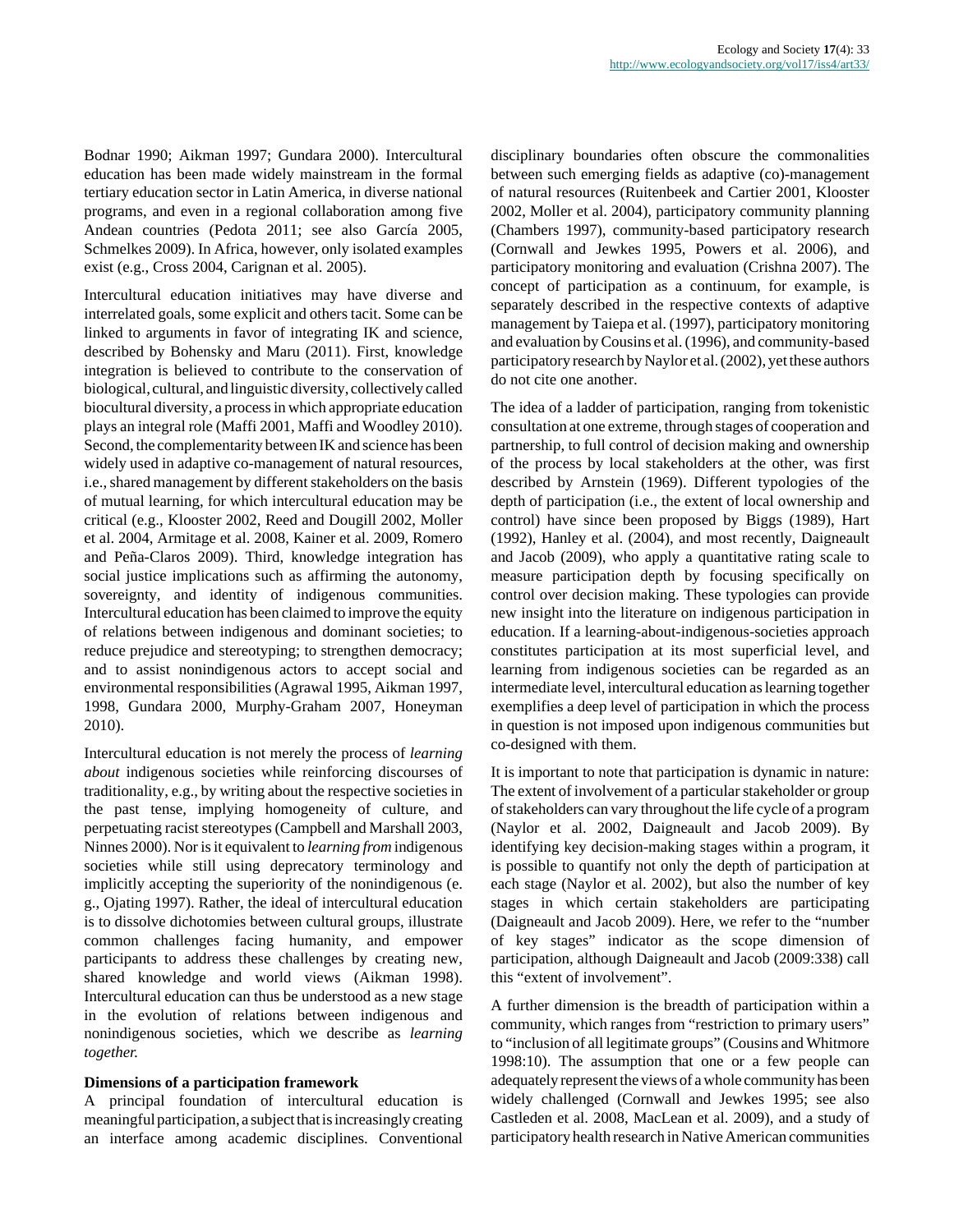Bodnar 1990; Aikman 1997; Gundara 2000). Intercultural education has been made widely mainstream in the formal tertiary education sector in Latin America, in diverse national programs, and even in a regional collaboration among five Andean countries (Pedota 2011; see also García 2005, Schmelkes 2009). In Africa, however, only isolated examples exist (e.g., Cross 2004, Carignan et al. 2005).

Intercultural education initiatives may have diverse and interrelated goals, some explicit and others tacit. Some can be linked to arguments in favor of integrating IK and science, described by Bohensky and Maru (2011). First, knowledge integration is believed to contribute to the conservation of biological, cultural, and linguistic diversity, collectively called biocultural diversity, a process in which appropriate education plays an integral role (Maffi 2001, Maffi and Woodley 2010). Second, the complementarity between IK and science has been widely used in adaptive co-management of natural resources, i.e., shared management by different stakeholders on the basis of mutual learning, for which intercultural education may be critical (e.g., Klooster 2002, Reed and Dougill 2002, Moller et al. 2004, Armitage et al. 2008, Kainer et al. 2009, Romero and Peña-Claros 2009). Third, knowledge integration has social justice implications such as affirming the autonomy, sovereignty, and identity of indigenous communities. Intercultural education has been claimed to improve the equity of relations between indigenous and dominant societies; to reduce prejudice and stereotyping; to strengthen democracy; and to assist nonindigenous actors to accept social and environmental responsibilities (Agrawal 1995, Aikman 1997, 1998, Gundara 2000, Murphy-Graham 2007, Honeyman 2010).

Intercultural education is not merely the process of *learning about* indigenous societies while reinforcing discourses of traditionality, e.g., by writing about the respective societies in the past tense, implying homogeneity of culture, and perpetuating racist stereotypes (Campbell and Marshall 2003, Ninnes 2000). Nor is it equivalent to *learning from* indigenous societies while still using deprecatory terminology and implicitly accepting the superiority of the nonindigenous (e. g., Ojating 1997). Rather, the ideal of intercultural education is to dissolve dichotomies between cultural groups, illustrate common challenges facing humanity, and empower participants to address these challenges by creating new, shared knowledge and world views (Aikman 1998). Intercultural education can thus be understood as a new stage in the evolution of relations between indigenous and nonindigenous societies, which we describe as *learning together.*

### Dimensions of a participation framework

A principal foundation of intercultural education is meaningful participation, a subject that is increasingly creating an interface among academic disciplines. Conventional disciplinary boundaries often obscure the commonalities between such emerging fields as adaptive (co)-management of natural resources (Ruitenbeek and Cartier 2001, Klooster 2002, Moller et al. 2004), participatory community planning (Chambers 1997), community-based participatory research (Cornwall and Jewkes 1995, Powers et al. 2006), and participatory monitoring and evaluation (Crishna 2007). The concept of participation as a continuum, for example, is separately described in the respective contexts of adaptive management by Taiepa et al. (1997), participatory monitoring and evaluation by Cousins et al. (1996), and community-based participatory research by Naylor et al. (2002), yet these authors do not cite one another.

The idea of a ladder of participation, ranging from tokenistic consultation at one extreme, through stages of cooperation and partnership, to full control of decision making and ownership of the process by local stakeholders at the other, was first described by Arnstein (1969). Different typologies of the depth of participation (i.e., the extent of local ownership and control) have since been proposed by Biggs (1989), Hart (1992), Hanley et al. (2004), and most recently, Daigneault and Jacob (2009), who apply a quantitative rating scale to measure participation depth by focusing specifically on control over decision making. These typologies can provide new insight into the literature on indigenous participation in education. If a learning-about-indigenous-societies approach constitutes participation at its most superficial level, and learning from indigenous societies can be regarded as an intermediate level, intercultural education as learning together exemplifies a deep level of participation in which the process in question is not imposed upon indigenous communities but co-designed with them.

It is important to note that participation is dynamic in nature: The extent of involvement of a particular stakeholder or group of stakeholders can vary throughout the life cycle of a program (Naylor et al. 2002, Daigneault and Jacob 2009). By identifying key decision-making stages within a program, it is possible to quantify not only the depth of participation at each stage (Naylor et al. 2002), but also the number of key stages in which certain stakeholders are participating (Daigneault and Jacob 2009). Here, we refer to the "number of key stages" indicator as the scope dimension of participation, although Daigneault and Jacob (2009:338) call this "extent of involvement".

A further dimension is the breadth of participation within a community, which ranges from "restriction to primary users" to "inclusion of all legitimate groups" (Cousins and Whitmore 1998:10). The assumption that one or a few people can adequately represent the views of a whole community has been widely challenged (Cornwall and Jewkes 1995; see also Castleden et al. 2008, MacLean et al. 2009), and a study of participatory health research in Native American communities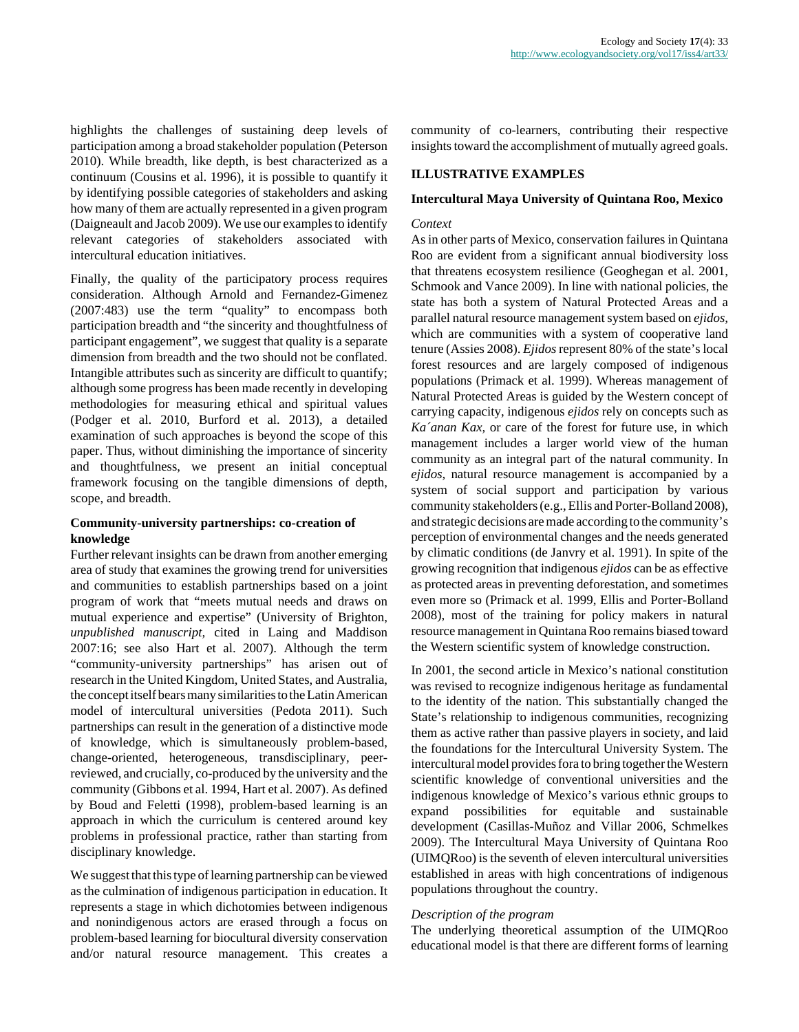highlights the challenges of sustaining deep levels of participation among a broad stakeholder population (Peterson 2010). While breadth, like depth, is best characterized as a continuum (Cousins et al. 1996), it is possible to quantify it by identifying possible categories of stakeholders and asking how many of them are actually represented in a given program (Daigneault and Jacob 2009). We use our examples to identify relevant categories of stakeholders associated with intercultural education initiatives.

Finally, the quality of the participatory process requires consideration. Although Arnold and Fernandez-Gimenez (2007:483) use the term "quality" to encompass both participation breadth and "the sincerity and thoughtfulness of participant engagement", we suggest that quality is a separate dimension from breadth and the two should not be conflated. Intangible attributes such as sincerity are difficult to quantify; although some progress has been made recently in developing methodologies for measuring ethical and spiritual values (Podger et al. 2010, Burford et al. 2013), a detailed examination of such approaches is beyond the scope of this paper. Thus, without diminishing the importance of sincerity and thoughtfulness, we present an initial conceptual framework focusing on the tangible dimensions of depth, scope, and breadth.

### Community-university partnerships: co-creation of knowledge

Further relevant insights can be drawn from another emerging area of study that examines the growing trend for universities and communities to establish partnerships based on a joint program of work that "meets mutual needs and draws on mutual experience and expertise" (University of Brighton, *unpublished manuscript*, cited in Laing and Maddison 2007:16; see also Hart et al. 2007). Although the term "community-university partnerships" has arisen out of research in the United Kingdom, United States, and Australia, the concept itself bears many similarities to the Latin American model of intercultural universities (Pedota 2011). Such partnerships can result in the generation of a distinctive mode of knowledge, which is simultaneously problem-based, change-oriented, heterogeneous, transdisciplinary, peer-reviewed, and crucially, co-produced by the university and the community (Gibbons et al. 1994, Hart et al. 2007). As defined by Boud and Feletti (1998), problem-based learning is an approach in which the curriculum is centered around key problems in professional practice, rather than starting from disciplinary knowledge.

We suggest that this type of learning partnership can be viewed as the culmination of indigenous participation in education. It represents a stage in which dichotomies between indigenous and nonindigenous actors are erased through a focus on problem-based learning for biocultural diversity conservation and/or natural resource management. This creates a community of co-learners, contributing their respective insights toward the accomplishment of mutually agreed goals.

## ILLUSTRATIVE EXAMPLES

### Intercultural Maya University of Quintana Roo, Mexico

*Context*

As in other parts of Mexico, conservation failures in Quintana Roo are evident from a significant annual biodiversity loss that threatens ecosystem resilience (Geoghegan et al. 2001, Schmook and Vance 2009). In line with national policies, the state has both a system of Natural Protected Areas and a parallel natural resource management system based on *ejidos,* which are communities with a system of cooperative land tenure (Assies 2008). *Ejidos* represent 80% of the state's local forest resources and are largely composed of indigenous populations (Primack et al. 1999). Whereas management of Natural Protected Areas is guided by the Western concept of carrying capacity, indigenous *ejidos* rely on concepts such as *Ka´anan Kax,* or care of the forest for future use, in which management includes a larger world view of the human community as an integral part of the natural community. In *ejidos,* natural resource management is accompanied by a system of social support and participation by various community stakeholders (e.g., Ellis and Porter-Bolland 2008), and strategic decisions are made according to the community's perception of environmental changes and the needs generated by climatic conditions (de Janvry et al. 1991). In spite of the growing recognition that indigenous *ejidos* can be as effective as protected areas in preventing deforestation, and sometimes even more so (Primack et al. 1999, Ellis and Porter-Bolland 2008), most of the training for policy makers in natural resource management in Quintana Roo remains biased toward the Western scientific system of knowledge construction.

In 2001, the second article in Mexico's national constitution was revised to recognize indigenous heritage as fundamental to the identity of the nation. This substantially changed the State's relationship to indigenous communities, recognizing them as active rather than passive players in society, and laid the foundations for the Intercultural University System. The intercultural model provides fora to bring together the Western scientific knowledge of conventional universities and the indigenous knowledge of Mexico's various ethnic groups to expand possibilities for equitable and sustainable development (Casillas-Muñoz and Villar 2006, Schmelkes 2009). The Intercultural Maya University of Quintana Roo (UIMQRoo) is the seventh of eleven intercultural universities established in areas with high concentrations of indigenous populations throughout the country.

*Description of the program*

The underlying theoretical assumption of the UIMQRoo educational model is that there are different forms of learning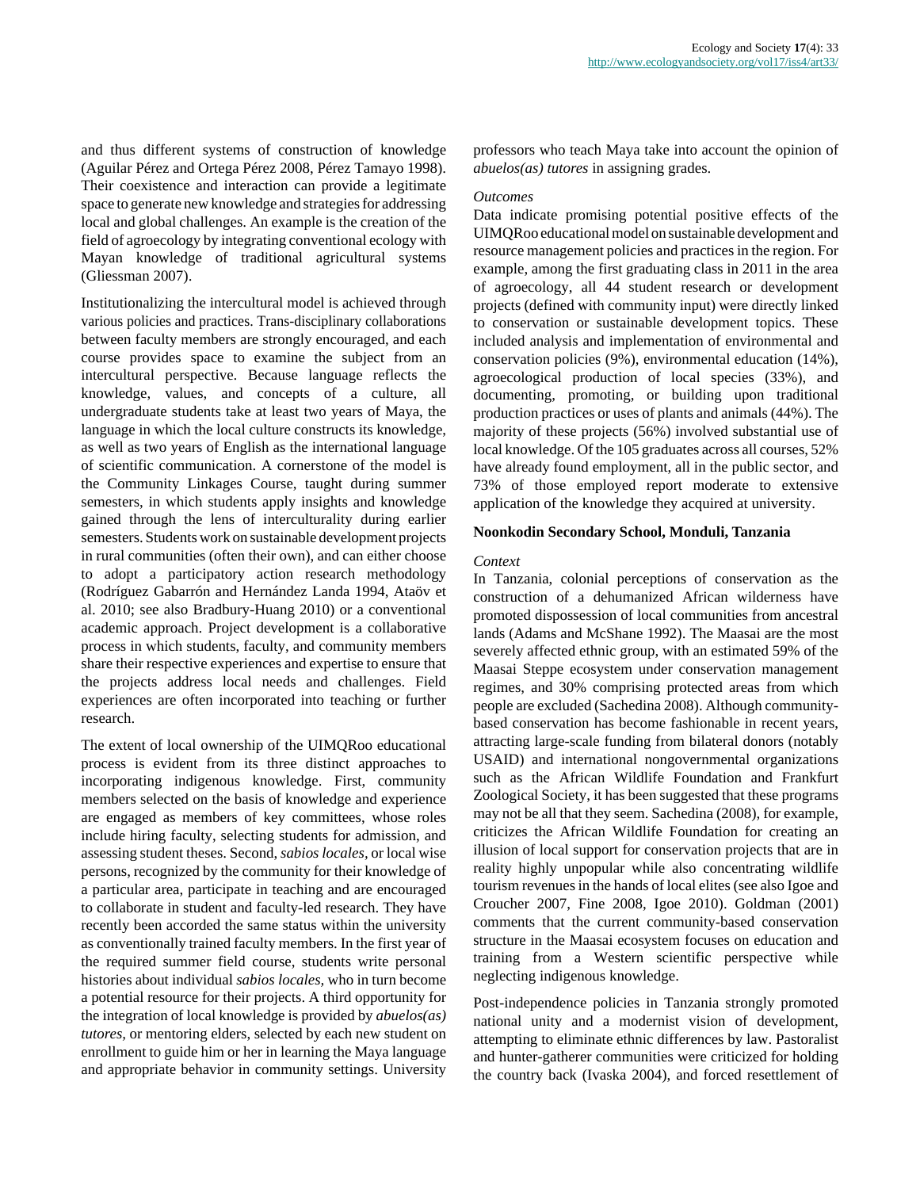and thus different systems of construction of knowledge (Aguilar Pérez and Ortega Pérez 2008, Pérez Tamayo 1998). Their coexistence and interaction can provide a legitimate space to generate new knowledge and strategies for addressing local and global challenges. An example is the creation of the field of agroecology by integrating conventional ecology with Mayan knowledge of traditional agricultural systems (Gliessman 2007).

Institutionalizing the intercultural model is achieved through various policies and practices. Trans-disciplinary collaborations between faculty members are strongly encouraged, and each course provides space to examine the subject from an intercultural perspective. Because language reflects the knowledge, values, and concepts of a culture, all undergraduate students take at least two years of Maya, the language in which the local culture constructs its knowledge, as well as two years of English as the international language of scientific communication. A cornerstone of the model is the Community Linkages Course, taught during summer semesters, in which students apply insights and knowledge gained through the lens of interculturality during earlier semesters. Students work on sustainable development projects in rural communities (often their own), and can either choose to adopt a participatory action research methodology (Rodríguez Gabarrón and Hernández Landa 1994, Ataöv et al. 2010; see also Bradbury-Huang 2010) or a conventional academic approach. Project development is a collaborative process in which students, faculty, and community members share their respective experiences and expertise to ensure that the projects address local needs and challenges. Field experiences are often incorporated into teaching or further research.

The extent of local ownership of the UIMQRoo educational process is evident from its three distinct approaches to incorporating indigenous knowledge. First, community members selected on the basis of knowledge and experience are engaged as members of key committees, whose roles include hiring faculty, selecting students for admission, and assessing student theses. Second, *sabios locales,* or local wise persons, recognized by the community for their knowledge of a particular area, participate in teaching and are encouraged to collaborate in student and faculty-led research. They have recently been accorded the same status within the university as conventionally trained faculty members. In the first year of the required summer field course, students write personal histories about individual *sabios locales,* who in turn become a potential resource for their projects. A third opportunity for the integration of local knowledge is provided by *abuelos(as) tutores,* or mentoring elders, selected by each new student on enrollment to guide him or her in learning the Maya language and appropriate behavior in community settings. University professors who teach Maya take into account the opinion of *abuelos(as) tutores* in assigning grades.

*Outcomes*

Data indicate promising potential positive effects of the UIMQRoo educational model on sustainable development and resource management policies and practices in the region. For example, among the first graduating class in 2011 in the area of agroecology, all 44 student research or development projects (defined with community input) were directly linked to conservation or sustainable development topics. These included analysis and implementation of environmental and conservation policies (9%), environmental education (14%), agroecological production of local species (33%), and documenting, promoting, or building upon traditional production practices or uses of plants and animals (44%). The majority of these projects (56%) involved substantial use of local knowledge. Of the 105 graduates across all courses, 52% have already found employment, all in the public sector, and 73% of those employed report moderate to extensive application of the knowledge they acquired at university.

**Noonkodin Secondary School, Monduli, Tanzania**

*Context*

In Tanzania, colonial perceptions of conservation as the construction of a dehumanized African wilderness have promoted dispossession of local communities from ancestral lands (Adams and McShane 1992). The Maasai are the most severely affected ethnic group, with an estimated 59% of the Maasai Steppe ecosystem under conservation management regimes, and 30% comprising protected areas from which people are excluded (Sachedina 2008). Although community-based conservation has become fashionable in recent years, attracting large-scale funding from bilateral donors (notably USAID) and international nongovernmental organizations such as the African Wildlife Foundation and Frankfurt Zoological Society, it has been suggested that these programs may not be all that they seem. Sachedina (2008), for example, criticizes the African Wildlife Foundation for creating an illusion of local support for conservation projects that are in reality highly unpopular while also concentrating wildlife tourism revenues in the hands of local elites (see also Igoe and Croucher 2007, Fine 2008, Igoe 2010). Goldman (2001) comments that the current community-based conservation structure in the Maasai ecosystem focuses on education and training from a Western scientific perspective while neglecting indigenous knowledge.

Post-independence policies in Tanzania strongly promoted national unity and a modernist vision of development, attempting to eliminate ethnic differences by law. Pastoralist and hunter-gatherer communities were criticized for holding the country back (Ivaska 2004), and forced resettlement of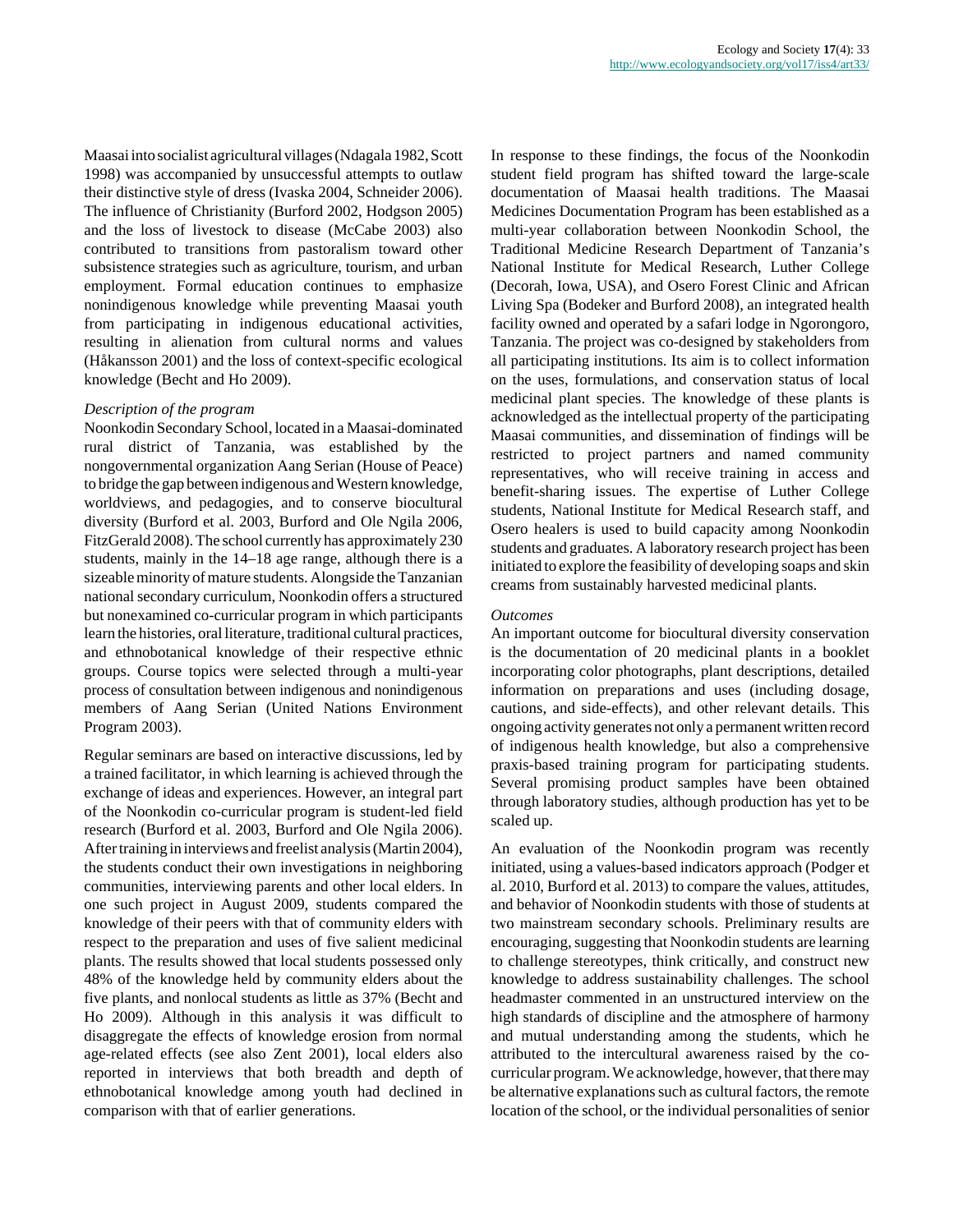Maasai into socialist agricultural villages (Ndagala 1982, Scott 1998) was accompanied by unsuccessful attempts to outlaw their distinctive style of dress (Ivaska 2004, Schneider 2006). The influence of Christianity (Burford 2002, Hodgson 2005) and the loss of livestock to disease (McCabe 2003) also contributed to transitions from pastoralism toward other subsistence strategies such as agriculture, tourism, and urban employment. Formal education continues to emphasize nonindigenous knowledge while preventing Maasai youth from participating in indigenous educational activities, resulting in alienation from cultural norms and values (Håkansson 2001) and the loss of context-specific ecological knowledge (Becht and Ho 2009).

*Description of the program*

Noonkodin Secondary School, located in a Maasai-dominated rural district of Tanzania, was established by the nongovernmental organization Aang Serian (House of Peace) to bridge the gap between indigenous and Western knowledge, worldviews, and pedagogies, and to conserve biocultural diversity (Burford et al. 2003, Burford and Ole Ngila 2006, FitzGerald 2008). The school currently has approximately 230 students, mainly in the 14–18 age range, although there is a sizeable minority of mature students. Alongside the Tanzanian national secondary curriculum, Noonkodin offers a structured but nonexamined co-curricular program in which participants learn the histories, oral literature, traditional cultural practices, and ethnobotanical knowledge of their respective ethnic groups. Course topics were selected through a multi-year process of consultation between indigenous and nonindigenous members of Aang Serian (United Nations Environment Program 2003).

Regular seminars are based on interactive discussions, led by a trained facilitator, in which learning is achieved through the exchange of ideas and experiences. However, an integral part of the Noonkodin co-curricular program is student-led field research (Burford et al. 2003, Burford and Ole Ngila 2006). After training in interviews and freelist analysis (Martin 2004), the students conduct their own investigations in neighboring communities, interviewing parents and other local elders. In one such project in August 2009, students compared the knowledge of their peers with that of community elders with respect to the preparation and uses of five salient medicinal plants. The results showed that local students possessed only 48% of the knowledge held by community elders about the five plants, and nonlocal students as little as 37% (Becht and Ho 2009). Although in this analysis it was difficult to disaggregate the effects of knowledge erosion from normal age-related effects (see also Zent 2001), local elders also reported in interviews that both breadth and depth of ethnobotanical knowledge among youth had declined in comparison with that of earlier generations.

In response to these findings, the focus of the Noonkodin student field program has shifted toward the large-scale documentation of Maasai health traditions. The Maasai Medicines Documentation Program has been established as a multi-year collaboration between Noonkodin School, the Traditional Medicine Research Department of Tanzania's National Institute for Medical Research, Luther College (Decorah, Iowa, USA), and Osero Forest Clinic and African Living Spa (Bodeker and Burford 2008), an integrated health facility owned and operated by a safari lodge in Ngorongoro, Tanzania. The project was co-designed by stakeholders from all participating institutions. Its aim is to collect information on the uses, formulations, and conservation status of local medicinal plant species. The knowledge of these plants is acknowledged as the intellectual property of the participating Maasai communities, and dissemination of findings will be restricted to project partners and named community representatives, who will receive training in access and benefit-sharing issues. The expertise of Luther College students, National Institute for Medical Research staff, and Osero healers is used to build capacity among Noonkodin students and graduates. A laboratory research project has been initiated to explore the feasibility of developing soaps and skin creams from sustainably harvested medicinal plants.

*Outcomes*

An important outcome for biocultural diversity conservation is the documentation of 20 medicinal plants in a booklet incorporating color photographs, plant descriptions, detailed information on preparations and uses (including dosage, cautions, and side-effects), and other relevant details. This ongoing activity generates not only a permanent written record of indigenous health knowledge, but also a comprehensive praxis-based training program for participating students. Several promising product samples have been obtained through laboratory studies, although production has yet to be scaled up.

An evaluation of the Noonkodin program was recently initiated, using a values-based indicators approach (Podger et al. 2010, Burford et al. 2013) to compare the values, attitudes, and behavior of Noonkodin students with those of students at two mainstream secondary schools. Preliminary results are encouraging, suggesting that Noonkodin students are learning to challenge stereotypes, think critically, and construct new knowledge to address sustainability challenges. The school headmaster commented in an unstructured interview on the high standards of discipline and the atmosphere of harmony and mutual understanding among the students, which he attributed to the intercultural awareness raised by the co-curricular program. We acknowledge, however, that there may be alternative explanations such as cultural factors, the remote location of the school, or the individual personalities of senior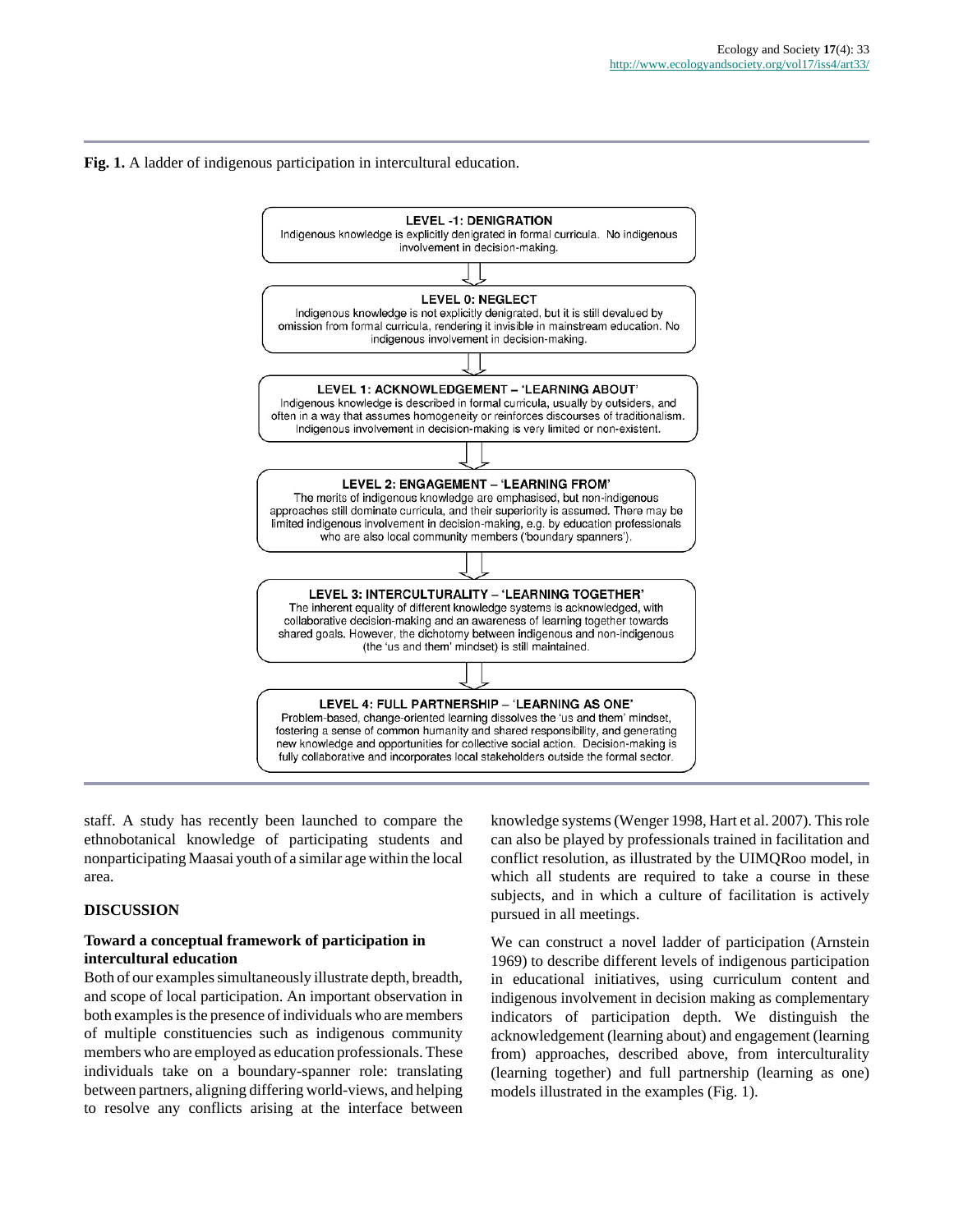**Fig. 1.** A ladder of indigenous participation in intercultural education.

**LEVEL -1: DENIGRATION**
Indigenous knowledge is explicitly denigrated in formal curricula. No indigenous involvement in decision-making.

**LEVEL 0: NEGLECT**
Indigenous knowledge is not explicitly denigrated, but it is still devalued by omission from formal curricula, rendering it invisible in mainstream education. No indigenous involvement in decision-making.

**LEVEL 1: ACKNOWLEDGEMENT – 'LEARNING ABOUT'**
Indigenous knowledge is described in formal curricula, usually by outsiders, and often in a way that assumes homogeneity or reinforces discourses of traditionalism. Indigenous involvement in decision-making is very limited or non-existent.

**LEVEL 2: ENGAGEMENT – 'LEARNING FROM'**
The merits of indigenous knowledge are emphasised, but non-indigenous approaches still dominate curricula, and their superiority is assumed. There may be limited indigenous involvement in decision-making, e.g. by education professionals who are also local community members ('boundary spanners').

**LEVEL 3: INTERCULTURALITY – 'LEARNING TOGETHER'**
The inherent equality of different knowledge systems is acknowledged, with collaborative decision-making and an awareness of learning together towards shared goals. However, the dichotomy between indigenous and non-indigenous (the 'us and them' mindset) is still maintained.

**LEVEL 4: FULL PARTNERSHIP – 'LEARNING AS ONE'**
Problem-based, change-oriented learning dissolves the 'us and them' mindset, fostering a sense of common humanity and shared responsibility, and generating new knowledge and opportunities for collective social action. Decision-making is fully collaborative and incorporates local stakeholders outside the formal sector.

staff. A study has recently been launched to compare the ethnobotanical knowledge of participating students and nonparticipating Maasai youth of a similar age within the local area.

## DISCUSSION

### Toward a conceptual framework of participation in intercultural education

Both of our examples simultaneously illustrate depth, breadth, and scope of local participation. An important observation in both examples is the presence of individuals who are members of multiple constituencies such as indigenous community members who are employed as education professionals. These individuals take on a boundary-spanner role: translating between partners, aligning differing world-views, and helping to resolve any conflicts arising at the interface between knowledge systems (Wenger 1998, Hart et al. 2007). This role can also be played by professionals trained in facilitation and conflict resolution, as illustrated by the UIMQRoo model, in which all students are required to take a course in these subjects, and in which a culture of facilitation is actively pursued in all meetings.

We can construct a novel ladder of participation (Arnstein 1969) to describe different levels of indigenous participation in educational initiatives, using curriculum content and indigenous involvement in decision making as complementary indicators of participation depth. We distinguish the acknowledgement (learning about) and engagement (learning from) approaches, described above, from interculturality (learning together) and full partnership (learning as one) models illustrated in the examples (Fig. 1).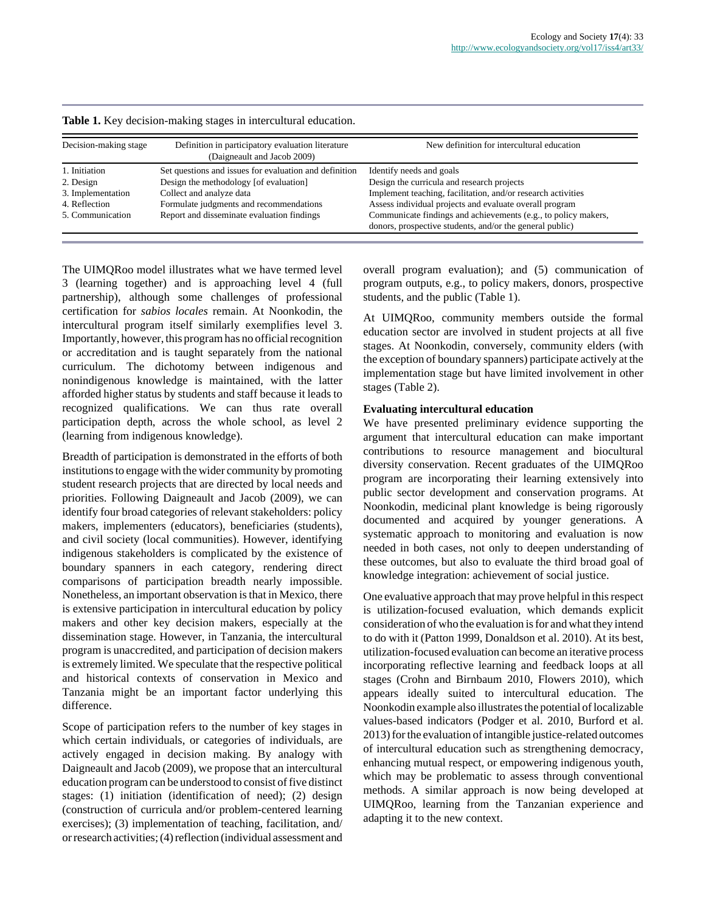**Table 1.** Key decision-making stages in intercultural education.

| Decision-making stage | Definition in participatory evaluation literature (Daigneault and Jacob 2009) | New definition for intercultural education |
|---|---|---|
| 1. Initiation | Set questions and issues for evaluation and definition | Identify needs and goals |
| 2. Design | Design the methodology [of evaluation] | Design the curricula and research projects |
| 3. Implementation | Collect and analyze data | Implement teaching, facilitation, and/or research activities |
| 4. Reflection | Formulate judgments and recommendations | Assess individual projects and evaluate overall program |
| 5. Communication | Report and disseminate evaluation findings | Communicate findings and achievements (e.g., to policy makers, donors, prospective students, and/or the general public) |

The UIMQRoo model illustrates what we have termed level 3 (learning together) and is approaching level 4 (full partnership), although some challenges of professional certification for *sabios locales* remain. At Noonkodin, the intercultural program itself similarly exemplifies level 3. Importantly, however, this program has no official recognition or accreditation and is taught separately from the national curriculum. The dichotomy between indigenous and nonindigenous knowledge is maintained, with the latter afforded higher status by students and staff because it leads to recognized qualifications. We can thus rate overall participation depth, across the whole school, as level 2 (learning from indigenous knowledge).

Breadth of participation is demonstrated in the efforts of both institutions to engage with the wider community by promoting student research projects that are directed by local needs and priorities. Following Daigneault and Jacob (2009), we can identify four broad categories of relevant stakeholders: policy makers, implementers (educators), beneficiaries (students), and civil society (local communities). However, identifying indigenous stakeholders is complicated by the existence of boundary spanners in each category, rendering direct comparisons of participation breadth nearly impossible. Nonetheless, an important observation is that in Mexico, there is extensive participation in intercultural education by policy makers and other key decision makers, especially at the dissemination stage. However, in Tanzania, the intercultural program is unaccredited, and participation of decision makers is extremely limited. We speculate that the respective political and historical contexts of conservation in Mexico and Tanzania might be an important factor underlying this difference.

Scope of participation refers to the number of key stages in which certain individuals, or categories of individuals, are actively engaged in decision making. By analogy with Daigneault and Jacob (2009), we propose that an intercultural education program can be understood to consist of five distinct stages: (1) initiation (identification of need); (2) design (construction of curricula and/or problem-centered learning exercises); (3) implementation of teaching, facilitation, and/or research activities; (4) reflection (individual assessment and overall program evaluation); and (5) communication of program outputs, e.g., to policy makers, donors, prospective students, and the public (Table 1).

At UIMQRoo, community members outside the formal education sector are involved in student projects at all five stages. At Noonkodin, conversely, community elders (with the exception of boundary spanners) participate actively at the implementation stage but have limited involvement in other stages (Table 2).

### Evaluating intercultural education

We have presented preliminary evidence supporting the argument that intercultural education can make important contributions to resource management and biocultural diversity conservation. Recent graduates of the UIMQRoo program are incorporating their learning extensively into public sector development and conservation programs. At Noonkodin, medicinal plant knowledge is being rigorously documented and acquired by younger generations. A systematic approach to monitoring and evaluation is now needed in both cases, not only to deepen understanding of these outcomes, but also to evaluate the third broad goal of knowledge integration: achievement of social justice.

One evaluative approach that may prove helpful in this respect is utilization-focused evaluation, which demands explicit consideration of who the evaluation is for and what they intend to do with it (Patton 1999, Donaldson et al. 2010). At its best, utilization-focused evaluation can become an iterative process incorporating reflective learning and feedback loops at all stages (Crohn and Birnbaum 2010, Flowers 2010), which appears ideally suited to intercultural education. The Noonkodin example also illustrates the potential of localizable values-based indicators (Podger et al. 2010, Burford et al. 2013) for the evaluation of intangible justice-related outcomes of intercultural education such as strengthening democracy, enhancing mutual respect, or empowering indigenous youth, which may be problematic to assess through conventional methods. A similar approach is now being developed at UIMQRoo, learning from the Tanzanian experience and adapting it to the new context.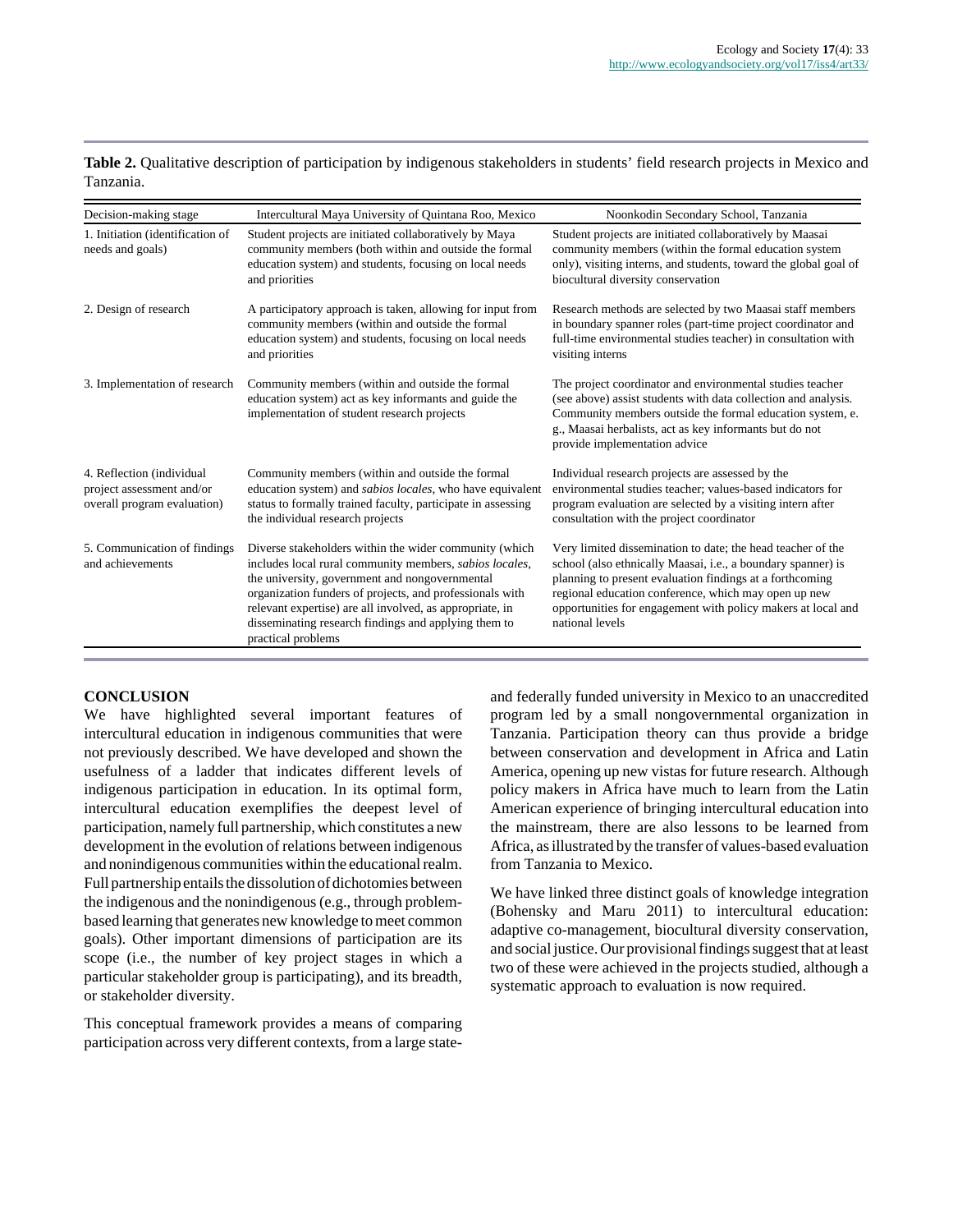**Table 2.** Qualitative description of participation by indigenous stakeholders in students' field research projects in Mexico and Tanzania.

| Decision-making stage | Intercultural Maya University of Quintana Roo, Mexico | Noonkodin Secondary School, Tanzania |
|---|---|---|
| 1. Initiation (identification of needs and goals) | Student projects are initiated collaboratively by Maya community members (both within and outside the formal education system) and students, focusing on local needs and priorities | Student projects are initiated collaboratively by Maasai community members (within the formal education system only), visiting interns, and students, toward the global goal of biocultural diversity conservation |
| 2. Design of research | A participatory approach is taken, allowing for input from community members (within and outside the formal education system) and students, focusing on local needs and priorities | Research methods are selected by two Maasai staff members in boundary spanner roles (part-time project coordinator and full-time environmental studies teacher) in consultation with visiting interns |
| 3. Implementation of research | Community members (within and outside the formal education system) act as key informants and guide the implementation of student research projects | The project coordinator and environmental studies teacher (see above) assist students with data collection and analysis. Community members outside the formal education system, e. g., Maasai herbalists, act as key informants but do not provide implementation advice |
| 4. Reflection (individual project assessment and/or overall program evaluation) | Community members (within and outside the formal education system) and *sabios locales*, who have equivalent status to formally trained faculty, participate in assessing the individual research projects | Individual research projects are assessed by the environmental studies teacher; values-based indicators for program evaluation are selected by a visiting intern after consultation with the project coordinator |
| 5. Communication of findings and achievements | Diverse stakeholders within the wider community (which includes local rural community members, *sabios locales*, the university, government and nongovernmental organization funders of projects, and professionals with relevant expertise) are all involved, as appropriate, in disseminating research findings and applying them to practical problems | Very limited dissemination to date; the head teacher of the school (also ethnically Maasai, i.e., a boundary spanner) is planning to present evaluation findings at a forthcoming regional education conference, which may open up new opportunities for engagement with policy makers at local and national levels |

## CONCLUSION

We have highlighted several important features of intercultural education in indigenous communities that were not previously described. We have developed and shown the usefulness of a ladder that indicates different levels of indigenous participation in education. In its optimal form, intercultural education exemplifies the deepest level of participation, namely full partnership, which constitutes a new development in the evolution of relations between indigenous and nonindigenous communities within the educational realm. Full partnership entails the dissolution of dichotomies between the indigenous and the nonindigenous (e.g., through problem-based learning that generates new knowledge to meet common goals). Other important dimensions of participation are its scope (i.e., the number of key project stages in which a particular stakeholder group is participating), and its breadth, or stakeholder diversity.

This conceptual framework provides a means of comparing participation across very different contexts, from a large state- and federally funded university in Mexico to an unaccredited program led by a small nongovernmental organization in Tanzania. Participation theory can thus provide a bridge between conservation and development in Africa and Latin America, opening up new vistas for future research. Although policy makers in Africa have much to learn from the Latin American experience of bringing intercultural education into the mainstream, there are also lessons to be learned from Africa, as illustrated by the transfer of values-based evaluation from Tanzania to Mexico.

We have linked three distinct goals of knowledge integration (Bohensky and Maru 2011) to intercultural education: adaptive co-management, biocultural diversity conservation, and social justice. Our provisional findings suggest that at least two of these were achieved in the projects studied, although a systematic approach to evaluation is now required.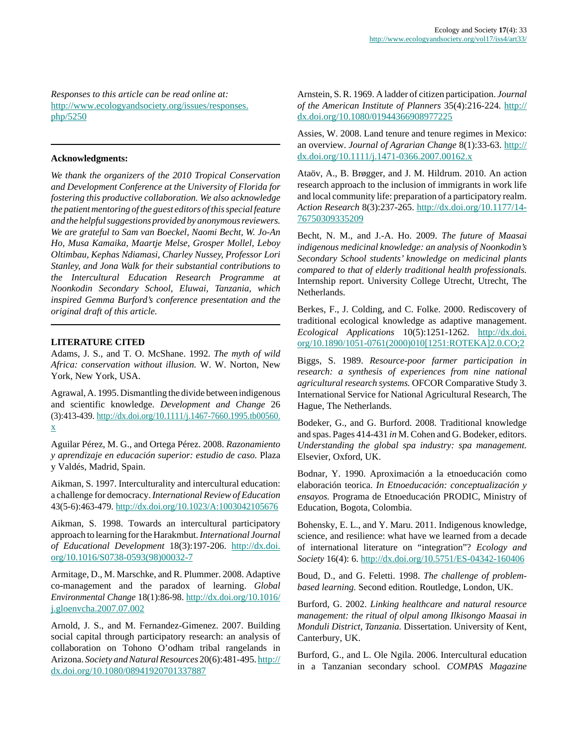*Responses to this article can be read online at:* http://www.ecologyandsociety.org/issues/responses.php/5250

---

**Acknowledgments:**

*We thank the organizers of the 2010 Tropical Conservation and Development Conference at the University of Florida for fostering this productive collaboration. We also acknowledge the patient mentoring of the guest editors of this special feature and the helpful suggestions provided by anonymous reviewers. We are grateful to Sam van Boeckel, Naomi Becht, W. Jo-An Ho, Musa Kamaika, Maartje Melse, Grosper Mollel, Leboy Oltimbau, Kephas Ndiamasi, Charley Nussey, Professor Lori Stanley, and Jona Walk for their substantial contributions to the Intercultural Education Research Programme at Noonkodin Secondary School, Eluwai, Tanzania, which inspired Gemma Burford's conference presentation and the original draft of this article.*

---

**LITERATURE CITED**

Adams, J. S., and T. O. McShane. 1992. *The myth of wild Africa: conservation without illusion.* W. W. Norton, New York, New York, USA.

Agrawal, A. 1995. Dismantling the divide between indigenous and scientific knowledge. *Development and Change* 26 (3):413-439. http://dx.doi.org/10.1111/j.1467-7660.1995.tb00560.x

Aguilar Pérez, M. G., and Ortega Pérez. 2008. *Razonamiento y aprendizaje en educación superior: estudio de caso.* Plaza y Valdés, Madrid, Spain.

Aikman, S. 1997. Interculturality and intercultural education: a challenge for democracy. *International Review of Education* 43(5-6):463-479. http://dx.doi.org/10.1023/A:1003042105676

Aikman, S. 1998. Towards an intercultural participatory approach to learning for the Harakmbut. *International Journal of Educational Development* 18(3):197-206. http://dx.doi.org/10.1016/S0738-0593(98)00032-7

Armitage, D., M. Marschke, and R. Plummer. 2008. Adaptive co-management and the paradox of learning. *Global Environmental Change* 18(1):86-98. http://dx.doi.org/10.1016/j.gloenvcha.2007.07.002

Arnold, J. S., and M. Fernandez-Gimenez. 2007. Building social capital through participatory research: an analysis of collaboration on Tohono O'odham tribal rangelands in Arizona. *Society and Natural Resources* 20(6):481-495. http://dx.doi.org/10.1080/08941920701337887

Arnstein, S. R. 1969. A ladder of citizen participation. *Journal of the American Institute of Planners* 35(4):216-224. http://dx.doi.org/10.1080/01944366908977225

Assies, W. 2008. Land tenure and tenure regimes in Mexico: an overview. *Journal of Agrarian Change* 8(1):33-63. http://dx.doi.org/10.1111/j.1471-0366.2007.00162.x

Ataöv, A., B. Brøgger, and J. M. Hildrum. 2010. An action research approach to the inclusion of immigrants in work life and local community life: preparation of a participatory realm. *Action Research* 8(3):237-265. http://dx.doi.org/10.1177/1476750309335209

Becht, N. M., and J.-A. Ho. 2009. *The future of Maasai indigenous medicinal knowledge: an analysis of Noonkodin's Secondary School students' knowledge on medicinal plants compared to that of elderly traditional health professionals.* Internship report. University College Utrecht, Utrecht, The Netherlands.

Berkes, F., J. Colding, and C. Folke. 2000. Rediscovery of traditional ecological knowledge as adaptive management. *Ecological Applications* 10(5):1251-1262. http://dx.doi.org/10.1890/1051-0761(2000)010[1251:ROTEKA]2.0.CO;2

Biggs, S. 1989. *Resource-poor farmer participation in research: a synthesis of experiences from nine national agricultural research systems.* OFCOR Comparative Study 3. International Service for National Agricultural Research, The Hague, The Netherlands.

Bodeker, G., and G. Burford. 2008. Traditional knowledge and spas. Pages 414-431 *in* M. Cohen and G. Bodeker, editors. *Understanding the global spa industry: spa management.* Elsevier, Oxford, UK.

Bodnar, Y. 1990. Aproximación a la etnoeducación como elaboración teorica. *In Etnoeducación: conceptualización y ensayos.* Programa de Etnoeducación PRODIC, Ministry of Education, Bogota, Colombia.

Bohensky, E. L., and Y. Maru. 2011. Indigenous knowledge, science, and resilience: what have we learned from a decade of international literature on "integration"? *Ecology and Society* 16(4): 6. http://dx.doi.org/10.5751/ES-04342-160406

Boud, D., and G. Feletti. 1998. *The challenge of problem-based learning.* Second edition. Routledge, London, UK.

Burford, G. 2002. *Linking healthcare and natural resource management: the ritual of olpul among Ilkisongo Maasai in Monduli District, Tanzania.* Dissertation. University of Kent, Canterbury, UK.

Burford, G., and L. Ole Ngila. 2006. Intercultural education in a Tanzanian secondary school. *COMPAS Magazine*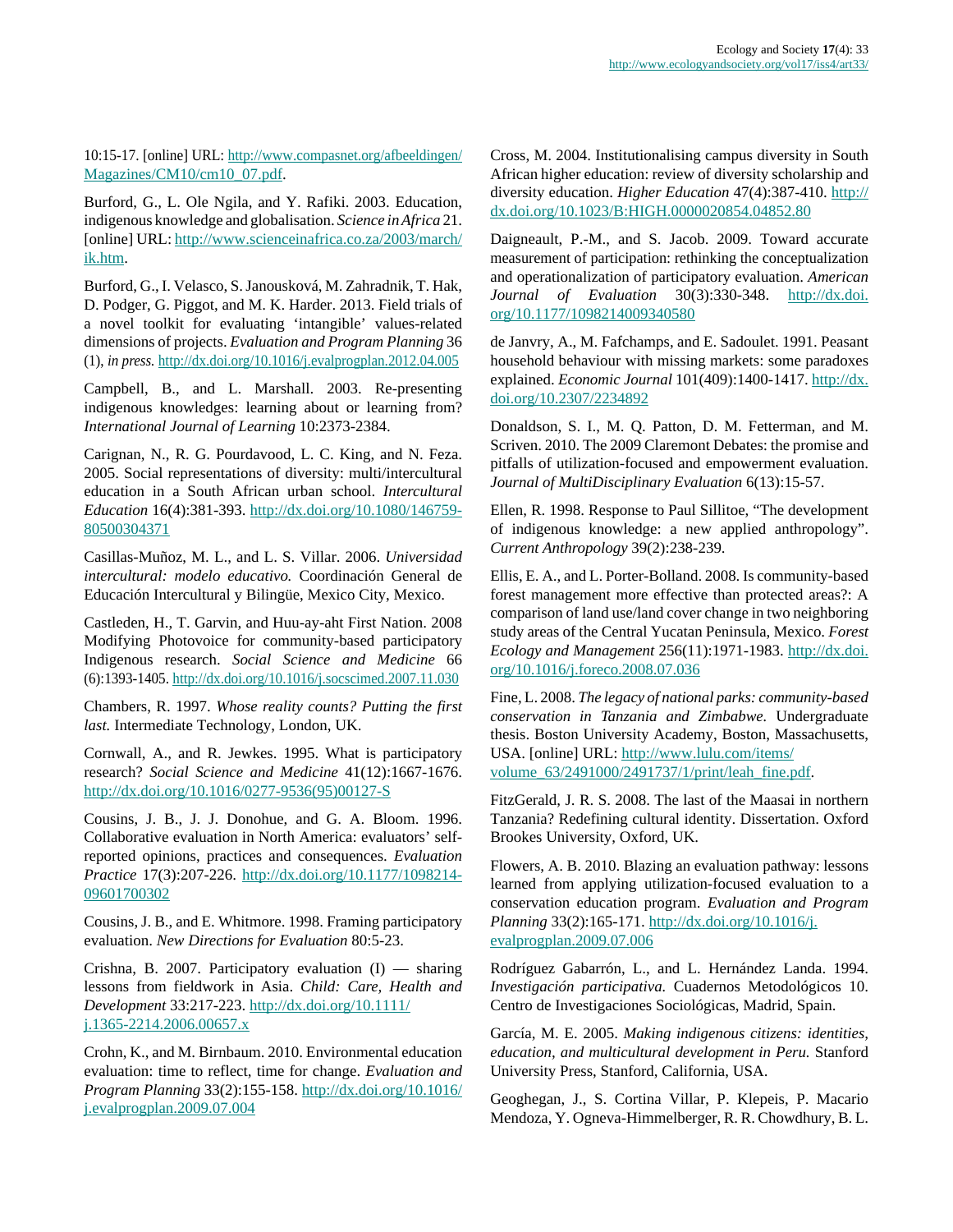10:15-17. [online] URL: http://www.compasnet.org/afbeeldingen/Magazines/CM10/cm10_07.pdf.

Burford, G., L. Ole Ngila, and Y. Rafiki. 2003. Education, indigenous knowledge and globalisation. *Science in Africa* 21. [online] URL: http://www.scienceinafrica.co.za/2003/march/ik.htm.

Burford, G., I. Velasco, S. Janousková, M. Zahradnik, T. Hak, D. Podger, G. Piggot, and M. K. Harder. 2013. Field trials of a novel toolkit for evaluating 'intangible' values-related dimensions of projects. *Evaluation and Program Planning* 36 (1), *in press.* http://dx.doi.org/10.1016/j.evalprogplan.2012.04.005

Campbell, B., and L. Marshall. 2003. Re-presenting indigenous knowledges: learning about or learning from? *International Journal of Learning* 10:2373-2384.

Carignan, N., R. G. Pourdavood, L. C. King, and N. Feza. 2005. Social representations of diversity: multi/intercultural education in a South African urban school. *Intercultural Education* 16(4):381-393. http://dx.doi.org/10.1080/14675980500304371

Casillas-Muñoz, M. L., and L. S. Villar. 2006. *Universidad intercultural: modelo educativo.* Coordinación General de Educación Intercultural y Bilingüe, Mexico City, Mexico.

Castleden, H., T. Garvin, and Huu-ay-aht First Nation. 2008 Modifying Photovoice for community-based participatory Indigenous research. *Social Science and Medicine* 66 (6):1393-1405. http://dx.doi.org/10.1016/j.socscimed.2007.11.030

Chambers, R. 1997. *Whose reality counts? Putting the first last.* Intermediate Technology, London, UK.

Cornwall, A., and R. Jewkes. 1995. What is participatory research? *Social Science and Medicine* 41(12):1667-1676. http://dx.doi.org/10.1016/0277-9536(95)00127-S

Cousins, J. B., J. J. Donohue, and G. A. Bloom. 1996. Collaborative evaluation in North America: evaluators' self-reported opinions, practices and consequences. *Evaluation Practice* 17(3):207-226. http://dx.doi.org/10.1177/109821409601700302

Cousins, J. B., and E. Whitmore. 1998. Framing participatory evaluation. *New Directions for Evaluation* 80:5-23.

Crishna, B. 2007. Participatory evaluation (I) — sharing lessons from fieldwork in Asia. *Child: Care, Health and Development* 33:217-223. http://dx.doi.org/10.1111/j.1365-2214.2006.00657.x

Crohn, K., and M. Birnbaum. 2010. Environmental education evaluation: time to reflect, time for change. *Evaluation and Program Planning* 33(2):155-158. http://dx.doi.org/10.1016/j.evalprogplan.2009.07.004

Cross, M. 2004. Institutionalising campus diversity in South African higher education: review of diversity scholarship and diversity education. *Higher Education* 47(4):387-410. http://dx.doi.org/10.1023/B:HIGH.0000020854.04852.80

Daigneault, P.-M., and S. Jacob. 2009. Toward accurate measurement of participation: rethinking the conceptualization and operationalization of participatory evaluation. *American Journal of Evaluation* 30(3):330-348. http://dx.doi.org/10.1177/1098214009340580

de Janvry, A., M. Fafchamps, and E. Sadoulet. 1991. Peasant household behaviour with missing markets: some paradoxes explained. *Economic Journal* 101(409):1400-1417. http://dx.doi.org/10.2307/2234892

Donaldson, S. I., M. Q. Patton, D. M. Fetterman, and M. Scriven. 2010. The 2009 Claremont Debates: the promise and pitfalls of utilization-focused and empowerment evaluation. *Journal of MultiDisciplinary Evaluation* 6(13):15-57.

Ellen, R. 1998. Response to Paul Sillitoe, "The development of indigenous knowledge: a new applied anthropology". *Current Anthropology* 39(2):238-239.

Ellis, E. A., and L. Porter-Bolland. 2008. Is community-based forest management more effective than protected areas?: A comparison of land use/land cover change in two neighboring study areas of the Central Yucatan Peninsula, Mexico. *Forest Ecology and Management* 256(11):1971-1983. http://dx.doi.org/10.1016/j.foreco.2008.07.036

Fine, L. 2008. *The legacy of national parks: community-based conservation in Tanzania and Zimbabwe.* Undergraduate thesis. Boston University Academy, Boston, Massachusetts, USA. [online] URL: http://www.lulu.com/items/volume_63/2491000/2491737/1/print/leah_fine.pdf.

FitzGerald, J. R. S. 2008. The last of the Maasai in northern Tanzania? Redefining cultural identity. Dissertation. Oxford Brookes University, Oxford, UK.

Flowers, A. B. 2010. Blazing an evaluation pathway: lessons learned from applying utilization-focused evaluation to a conservation education program. *Evaluation and Program Planning* 33(2):165-171. http://dx.doi.org/10.1016/j.evalprogplan.2009.07.006

Rodríguez Gabarrón, L., and L. Hernández Landa. 1994. *Investigación participativa.* Cuadernos Metodológicos 10. Centro de Investigaciones Sociológicas, Madrid, Spain.

García, M. E. 2005. *Making indigenous citizens: identities, education, and multicultural development in Peru.* Stanford University Press, Stanford, California, USA.

Geoghegan, J., S. Cortina Villar, P. Klepeis, P. Macario Mendoza, Y. Ogneva-Himmelberger, R. R. Chowdhury, B. L.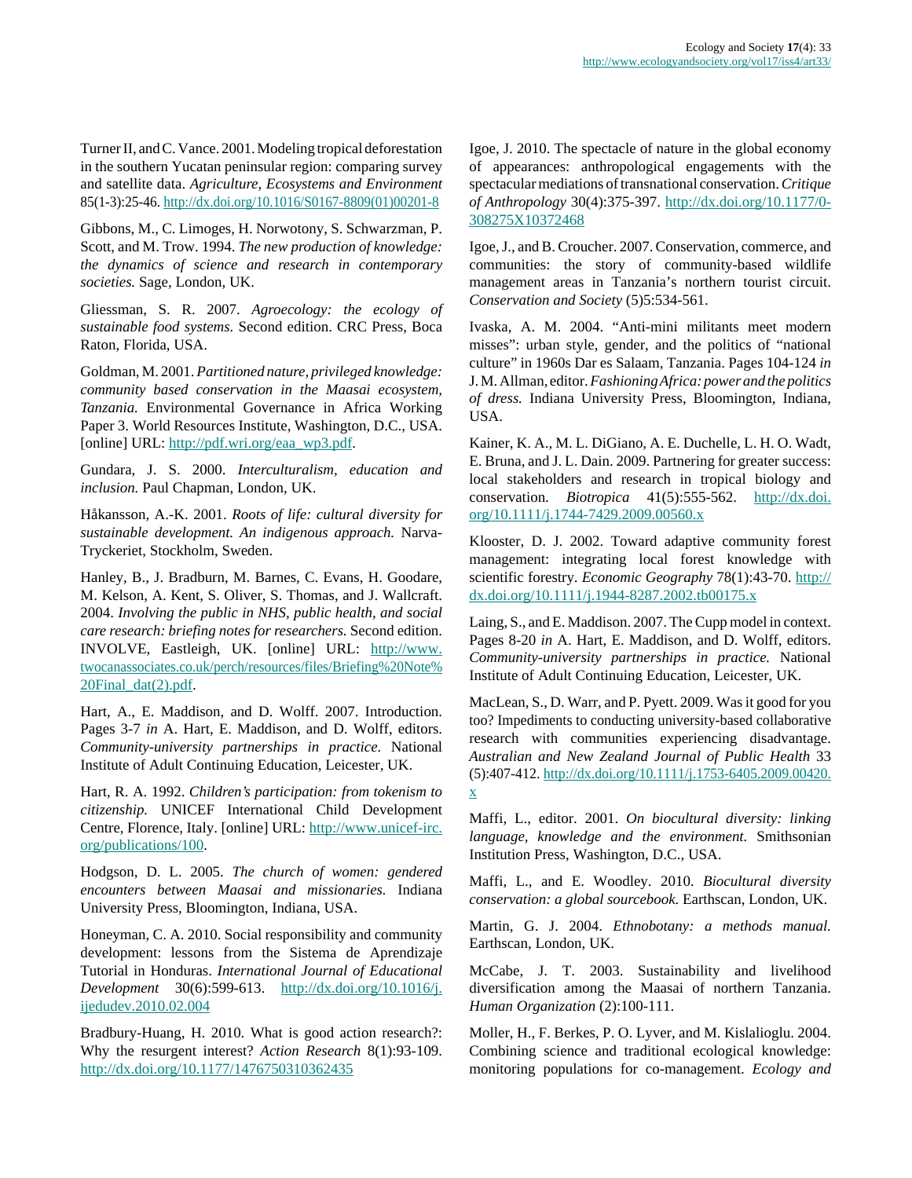Turner II, and C. Vance. 2001. Modeling tropical deforestation in the southern Yucatan peninsular region: comparing survey and satellite data. *Agriculture, Ecosystems and Environment* 85(1-3):25-46. http://dx.doi.org/10.1016/S0167-8809(01)00201-8

Gibbons, M., C. Limoges, H. Norwotony, S. Schwarzman, P. Scott, and M. Trow. 1994. *The new production of knowledge: the dynamics of science and research in contemporary societies.* Sage, London, UK.

Gliessman, S. R. 2007. *Agroecology: the ecology of sustainable food systems.* Second edition. CRC Press, Boca Raton, Florida, USA.

Goldman, M. 2001. *Partitioned nature, privileged knowledge: community based conservation in the Maasai ecosystem, Tanzania.* Environmental Governance in Africa Working Paper 3. World Resources Institute, Washington, D.C., USA. [online] URL: http://pdf.wri.org/eaa_wp3.pdf.

Gundara, J. S. 2000. *Interculturalism, education and inclusion.* Paul Chapman, London, UK.

Håkansson, A.-K. 2001. *Roots of life: cultural diversity for sustainable development. An indigenous approach.* Narva-Tryckeriet, Stockholm, Sweden.

Hanley, B., J. Bradburn, M. Barnes, C. Evans, H. Goodare, M. Kelson, A. Kent, S. Oliver, S. Thomas, and J. Wallcraft. 2004. *Involving the public in NHS, public health, and social care research: briefing notes for researchers.* Second edition. INVOLVE, Eastleigh, UK. [online] URL: http://www.twocanassociates.co.uk/perch/resources/files/Briefing%20Note%20Final_dat(2).pdf.

Hart, A., E. Maddison, and D. Wolff. 2007. Introduction. Pages 3-7 *in* A. Hart, E. Maddison, and D. Wolff, editors. *Community-university partnerships in practice.* National Institute of Adult Continuing Education, Leicester, UK.

Hart, R. A. 1992. *Children's participation: from tokenism to citizenship.* UNICEF International Child Development Centre, Florence, Italy. [online] URL: http://www.unicef-irc.org/publications/100.

Hodgson, D. L. 2005. *The church of women: gendered encounters between Maasai and missionaries.* Indiana University Press, Bloomington, Indiana, USA.

Honeyman, C. A. 2010. Social responsibility and community development: lessons from the Sistema de Aprendizaje Tutorial in Honduras. *International Journal of Educational Development* 30(6):599-613. http://dx.doi.org/10.1016/j.ijedudev.2010.02.004

Bradbury-Huang, H. 2010. What is good action research?: Why the resurgent interest? *Action Research* 8(1):93-109. http://dx.doi.org/10.1177/1476750310362435

Igoe, J. 2010. The spectacle of nature in the global economy of appearances: anthropological engagements with the spectacular mediations of transnational conservation. *Critique of Anthropology* 30(4):375-397. http://dx.doi.org/10.1177/0308275X10372468

Igoe, J., and B. Croucher. 2007. Conservation, commerce, and communities: the story of community-based wildlife management areas in Tanzania's northern tourist circuit. *Conservation and Society* (5)5:534-561.

Ivaska, A. M. 2004. "Anti-mini militants meet modern misses": urban style, gender, and the politics of "national culture" in 1960s Dar es Salaam, Tanzania. Pages 104-124 *in* J. M. Allman, editor. *Fashioning Africa: power and the politics of dress.* Indiana University Press, Bloomington, Indiana, USA.

Kainer, K. A., M. L. DiGiano, A. E. Duchelle, L. H. O. Wadt, E. Bruna, and J. L. Dain. 2009. Partnering for greater success: local stakeholders and research in tropical biology and conservation. *Biotropica* 41(5):555-562. http://dx.doi.org/10.1111/j.1744-7429.2009.00560.x

Klooster, D. J. 2002. Toward adaptive community forest management: integrating local forest knowledge with scientific forestry. *Economic Geography* 78(1):43-70. http://dx.doi.org/10.1111/j.1944-8287.2002.tb00175.x

Laing, S., and E. Maddison. 2007. The Cupp model in context. Pages 8-20 *in* A. Hart, E. Maddison, and D. Wolff, editors. *Community-university partnerships in practice.* National Institute of Adult Continuing Education, Leicester, UK.

MacLean, S., D. Warr, and P. Pyett. 2009. Was it good for you too? Impediments to conducting university-based collaborative research with communities experiencing disadvantage. *Australian and New Zealand Journal of Public Health* 33(5):407-412. http://dx.doi.org/10.1111/j.1753-6405.2009.00420.x

Maffi, L., editor. 2001. *On biocultural diversity: linking language, knowledge and the environment.* Smithsonian Institution Press, Washington, D.C., USA.

Maffi, L., and E. Woodley. 2010. *Biocultural diversity conservation: a global sourcebook.* Earthscan, London, UK.

Martin, G. J. 2004. *Ethnobotany: a methods manual.* Earthscan, London, UK.

McCabe, J. T. 2003. Sustainability and livelihood diversification among the Maasai of northern Tanzania. *Human Organization* (2):100-111.

Moller, H., F. Berkes, P. O. Lyver, and M. Kislalioglu. 2004. Combining science and traditional ecological knowledge: monitoring populations for co-management. *Ecology and*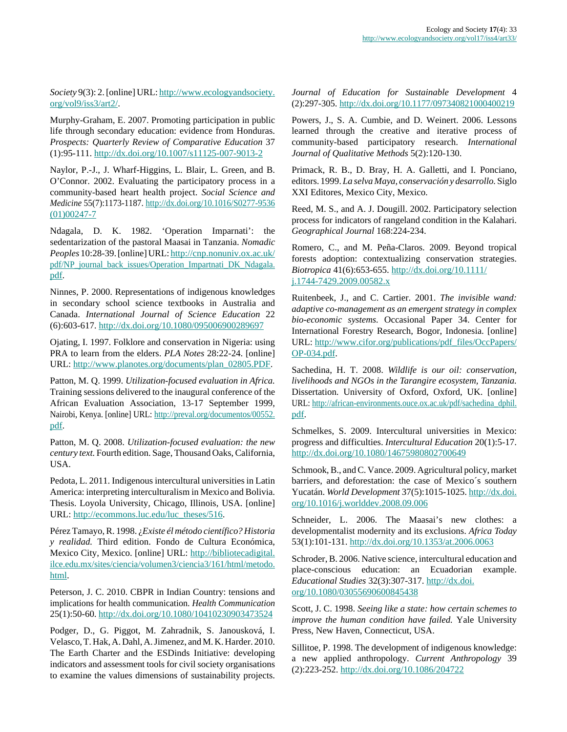*Society* 9(3): 2. [online] URL: http://www.ecologyandsociety.org/vol9/iss3/art2/.

Murphy-Graham, E. 2007. Promoting participation in public life through secondary education: evidence from Honduras. *Prospects: Quarterly Review of Comparative Education* 37 (1):95-111. http://dx.doi.org/10.1007/s11125-007-9013-2

Naylor, P.-J., J. Wharf-Higgins, L. Blair, L. Green, and B. O'Connor. 2002. Evaluating the participatory process in a community-based heart health project. *Social Science and Medicine* 55(7):1173-1187. http://dx.doi.org/10.1016/S0277-9536(01)00247-7

Ndagala, D. K. 1982. 'Operation Imparnati': the sedentarization of the pastoral Maasai in Tanzania. *Nomadic Peoples* 10:28-39. [online] URL: http://cnp.nonuniv.ox.ac.uk/pdf/NP_journal_back_issues/Operation_Impartnati_DK_Ndagala.pdf.

Ninnes, P. 2000. Representations of indigenous knowledges in secondary school science textbooks in Australia and Canada. *International Journal of Science Education* 22 (6):603-617. http://dx.doi.org/10.1080/095006900289697

Ojating, I. 1997. Folklore and conservation in Nigeria: using PRA to learn from the elders. *PLA Notes* 28:22-24. [online] URL: http://www.planotes.org/documents/plan_02805.PDF.

Patton, M. Q. 1999. *Utilization-focused evaluation in Africa.* Training sessions delivered to the inaugural conference of the African Evaluation Association, 13-17 September 1999, Nairobi, Kenya. [online] URL: http://preval.org/documentos/00552.pdf.

Patton, M. Q. 2008. *Utilization-focused evaluation: the new century text.* Fourth edition. Sage, Thousand Oaks, California, USA.

Pedota, L. 2011. Indigenous intercultural universities in Latin America: interpreting interculturalism in Mexico and Bolivia. Thesis. Loyola University, Chicago, Illinois, USA. [online] URL: http://ecommons.luc.edu/luc_theses/516.

Pérez Tamayo, R. 1998. *¿Existe él método científico? Historia y realidad.* Third edition. Fondo de Cultura Económica, Mexico City, Mexico. [online] URL: http://bibliotecadigital.ilce.edu.mx/sites/ciencia/volumen3/ciencia3/161/html/metodo.html.

Peterson, J. C. 2010. CBPR in Indian Country: tensions and implications for health communication. *Health Communication* 25(1):50-60. http://dx.doi.org/10.1080/10410230903473524

Podger, D., G. Piggot, M. Zahradnik, S. Janousková, I. Velasco, T. Hak, A. Dahl, A. Jimenez, and M. K. Harder. 2010. The Earth Charter and the ESDinds Initiative: developing indicators and assessment tools for civil society organisations to examine the values dimensions of sustainability projects. *Journal of Education for Sustainable Development* 4 (2):297-305. http://dx.doi.org/10.1177/097340821000400219

Powers, J., S. A. Cumbie, and D. Weinert. 2006. Lessons learned through the creative and iterative process of community-based participatory research. *International Journal of Qualitative Methods* 5(2):120-130.

Primack, R. B., D. Bray, H. A. Galletti, and I. Ponciano, editors. 1999. *La selva Maya, conservación y desarrollo.* Siglo XXI Editores, Mexico City, Mexico.

Reed, M. S., and A. J. Dougill. 2002. Participatory selection process for indicators of rangeland condition in the Kalahari. *Geographical Journal* 168:224-234.

Romero, C., and M. Peña-Claros. 2009. Beyond tropical forests adoption: contextualizing conservation strategies. *Biotropica* 41(6):653-655. http://dx.doi.org/10.1111/j.1744-7429.2009.00582.x

Ruitenbeek, J., and C. Cartier. 2001. *The invisible wand: adaptive co-management as an emergent strategy in complex bio-economic systems.* Occasional Paper 34. Center for International Forestry Research, Bogor, Indonesia. [online] URL: http://www.cifor.org/publications/pdf_files/OccPapers/OP-034.pdf.

Sachedina, H. T. 2008. *Wildlife is our oil: conservation, livelihoods and NGOs in the Tarangire ecosystem, Tanzania.* Dissertation. University of Oxford, Oxford, UK. [online] URL: http://african-environments.ouce.ox.ac.uk/pdf/sachedina_dphil.pdf.

Schmelkes, S. 2009. Intercultural universities in Mexico: progress and difficulties. *Intercultural Education* 20(1):5-17. http://dx.doi.org/10.1080/14675980802700649

Schmook, B., and C. Vance. 2009. Agricultural policy, market barriers, and deforestation: the case of Mexico´s southern Yucatán. *World Development* 37(5):1015-1025. http://dx.doi.org/10.1016/j.worlddev.2008.09.006

Schneider, L. 2006. The Maasai's new clothes: a developmentalist modernity and its exclusions. *Africa Today* 53(1):101-131. http://dx.doi.org/10.1353/at.2006.0063

Schroder, B. 2006. Native science, intercultural education and place-conscious education: an Ecuadorian example. *Educational Studies* 32(3):307-317. http://dx.doi.org/10.1080/03055690600845438

Scott, J. C. 1998. *Seeing like a state: how certain schemes to improve the human condition have failed.* Yale University Press, New Haven, Connecticut, USA.

Sillitoe, P. 1998. The development of indigenous knowledge: a new applied anthropology. *Current Anthropology* 39 (2):223-252. http://dx.doi.org/10.1086/204722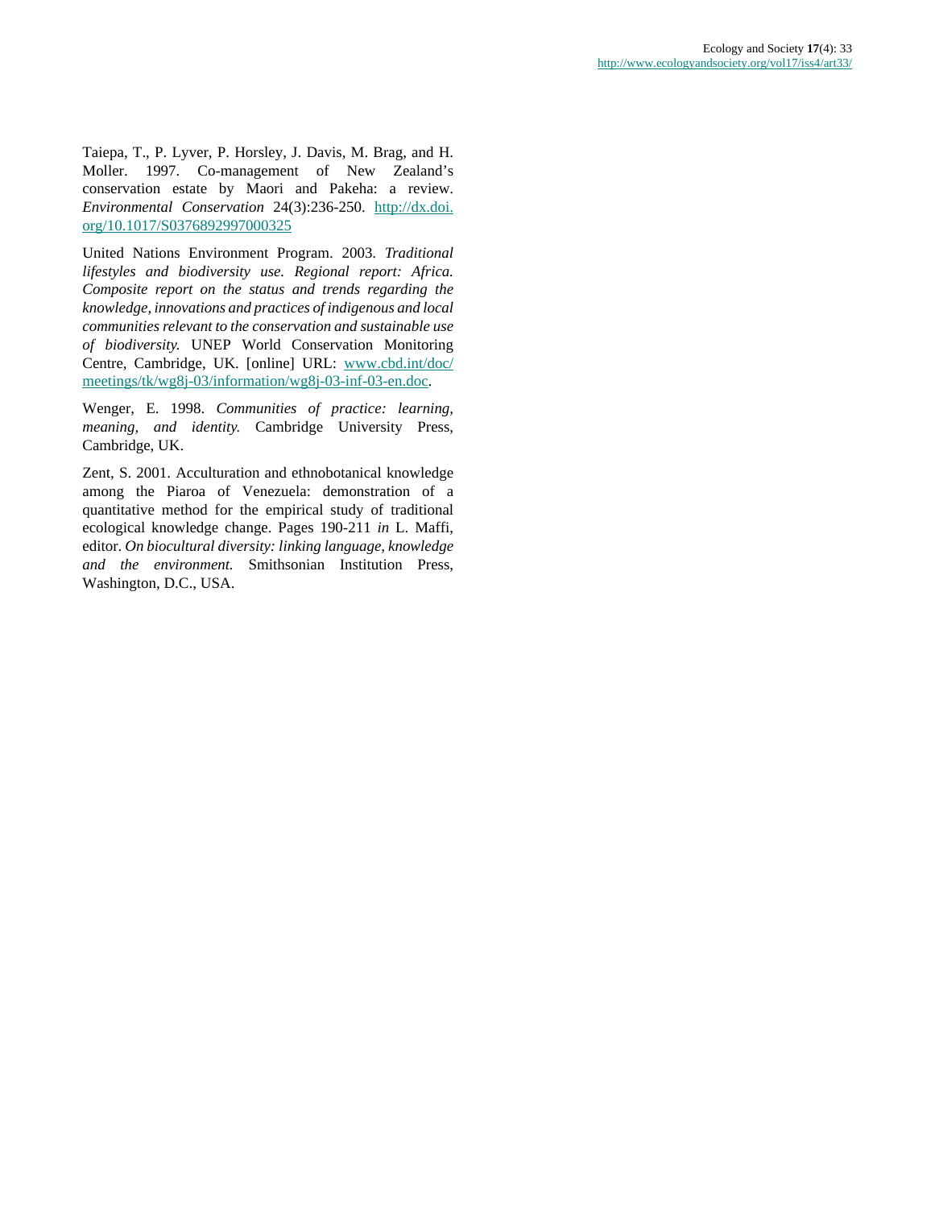Taiepa, T., P. Lyver, P. Horsley, J. Davis, M. Brag, and H. Moller. 1997. Co-management of New Zealand's conservation estate by Maori and Pakeha: a review. *Environmental Conservation* 24(3):236-250. http://dx.doi.org/10.1017/S0376892997000325

United Nations Environment Program. 2003. *Traditional lifestyles and biodiversity use. Regional report: Africa. Composite report on the status and trends regarding the knowledge, innovations and practices of indigenous and local communities relevant to the conservation and sustainable use of biodiversity.* UNEP World Conservation Monitoring Centre, Cambridge, UK. [online] URL: www.cbd.int/doc/meetings/tk/wg8j-03/information/wg8j-03-inf-03-en.doc.

Wenger, E. 1998. *Communities of practice: learning, meaning, and identity.* Cambridge University Press, Cambridge, UK.

Zent, S. 2001. Acculturation and ethnobotanical knowledge among the Piaroa of Venezuela: demonstration of a quantitative method for the empirical study of traditional ecological knowledge change. Pages 190-211 *in* L. Maffi, editor. *On biocultural diversity: linking language, knowledge and the environment.* Smithsonian Institution Press, Washington, D.C., USA.